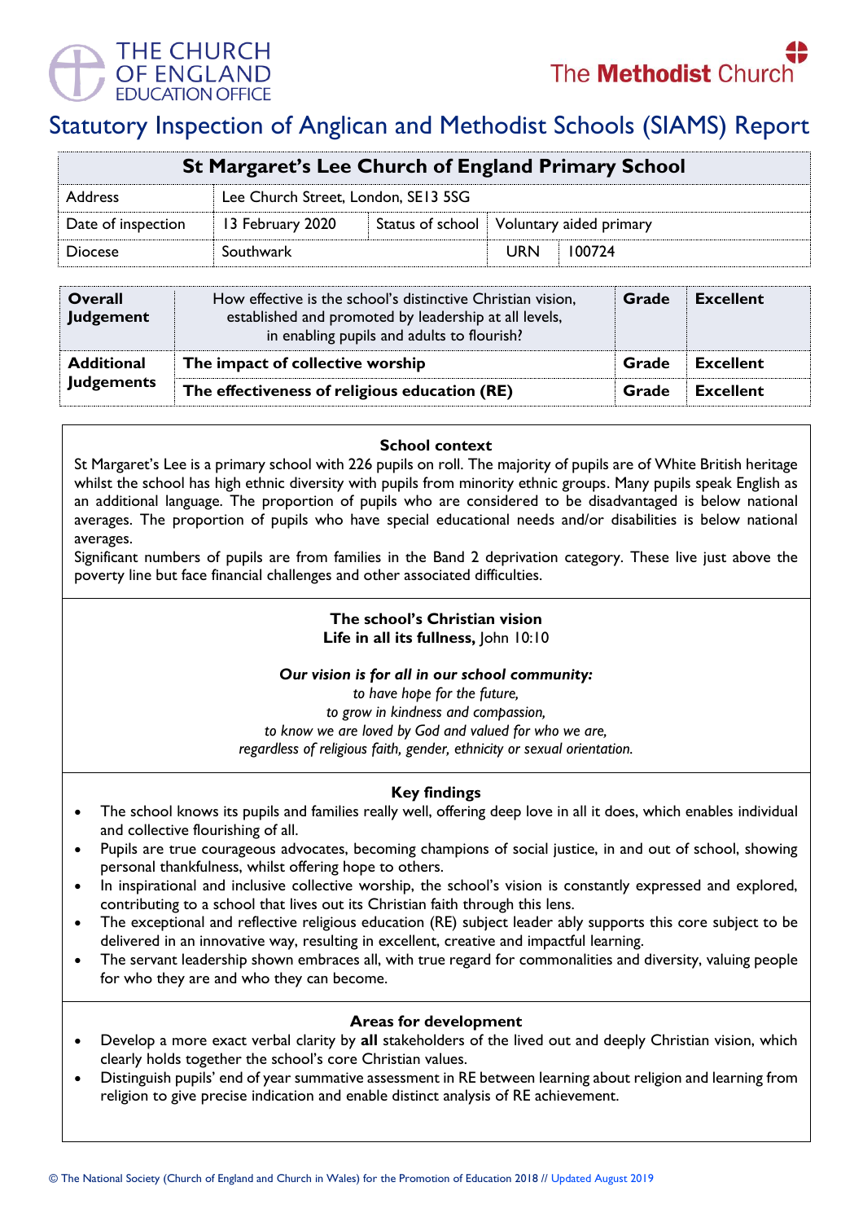THE CHURCH OF ENGLAND EDUCATION OFFICE

The Methodist Church

# Statutory Inspection of Anglican and Methodist Schools (SIAMS) Report

| St Margaret's Lee Church of England Primary School | | | | | |
|---|---|---|---|---|---|
| Address | Lee Church Street, London, SE13 5SG | | | | |
| Date of inspection | 13 February 2020 | Status of school | Voluntary aided primary | | |
| Diocese | Southwark | | URN | 100724 | |

| | | | |
|---|---|---|---|
| **Overall Judgement** | How effective is the school's distinctive Christian vision, established and promoted by leadership at all levels, in enabling pupils and adults to flourish? | **Grade** | **Excellent** |
| **Additional Judgements** | **The impact of collective worship** | **Grade** | **Excellent** |
| | **The effectiveness of religious education (RE)** | **Grade** | **Excellent** |

## School context

St Margaret's Lee is a primary school with 226 pupils on roll. The majority of pupils are of White British heritage whilst the school has high ethnic diversity with pupils from minority ethnic groups. Many pupils speak English as an additional language. The proportion of pupils who are considered to be disadvantaged is below national averages. The proportion of pupils who have special educational needs and/or disabilities is below national averages.

Significant numbers of pupils are from families in the Band 2 deprivation category. These live just above the poverty line but face financial challenges and other associated difficulties.

## The school's Christian vision

**Life in all its fullness,** John 10:10

***Our vision is for all in our school community:***

*to have hope for the future,*
*to grow in kindness and compassion,*
*to know we are loved by God and valued for who we are,*
*regardless of religious faith, gender, ethnicity or sexual orientation.*

## Key findings

- The school knows its pupils and families really well, offering deep love in all it does, which enables individual and collective flourishing of all.
- Pupils are true courageous advocates, becoming champions of social justice, in and out of school, showing personal thankfulness, whilst offering hope to others.
- In inspirational and inclusive collective worship, the school's vision is constantly expressed and explored, contributing to a school that lives out its Christian faith through this lens.
- The exceptional and reflective religious education (RE) subject leader ably supports this core subject to be delivered in an innovative way, resulting in excellent, creative and impactful learning.
- The servant leadership shown embraces all, with true regard for commonalities and diversity, valuing people for who they are and who they can become.

## Areas for development

- Develop a more exact verbal clarity by **all** stakeholders of the lived out and deeply Christian vision, which clearly holds together the school's core Christian values.
- Distinguish pupils' end of year summative assessment in RE between learning about religion and learning from religion to give precise indication and enable distinct analysis of RE achievement.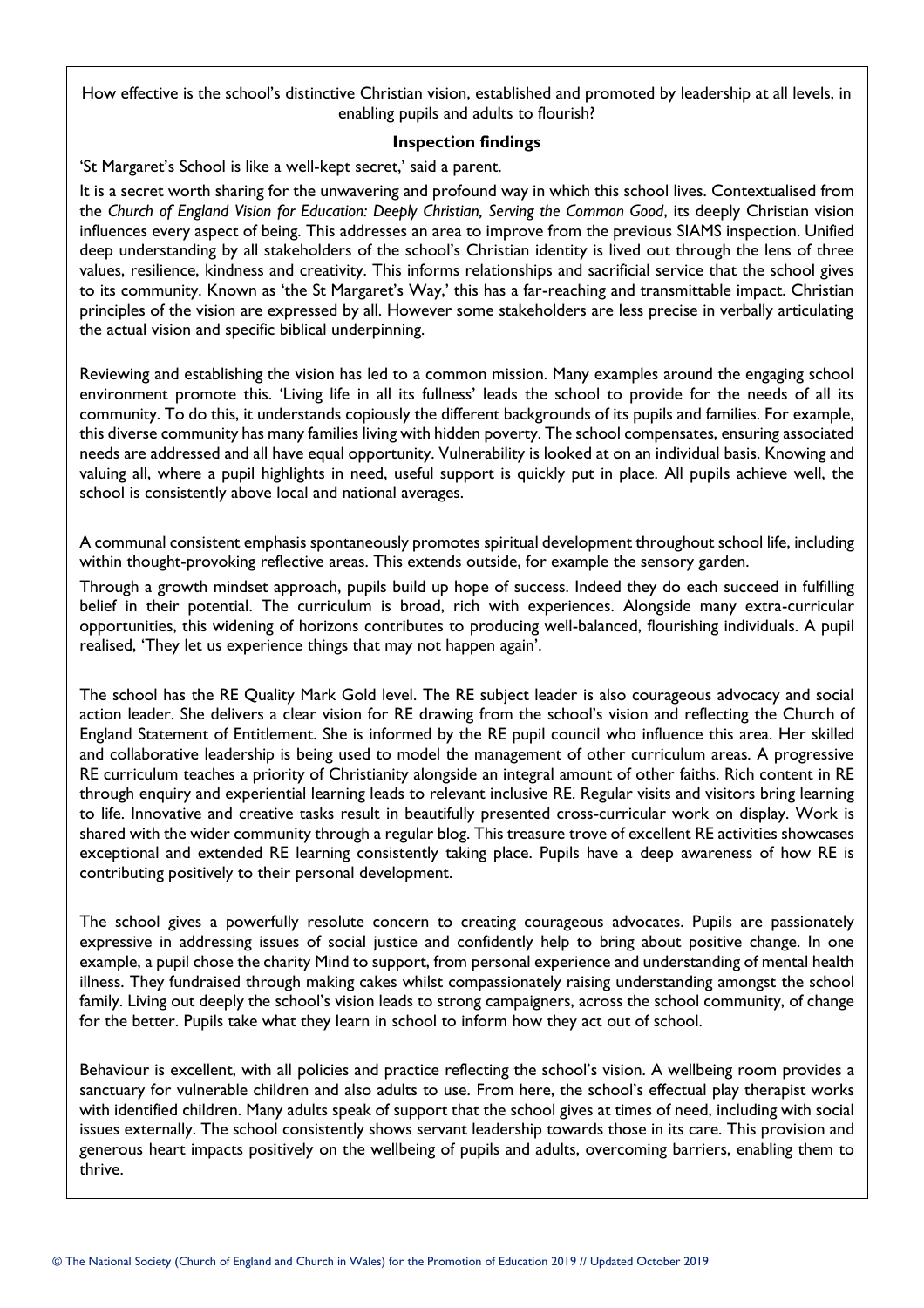How effective is the school's distinctive Christian vision, established and promoted by leadership at all levels, in enabling pupils and adults to flourish?

**Inspection findings**

'St Margaret's School is like a well-kept secret,' said a parent.

It is a secret worth sharing for the unwavering and profound way in which this school lives. Contextualised from the *Church of England Vision for Education: Deeply Christian, Serving the Common Good*, its deeply Christian vision influences every aspect of being. This addresses an area to improve from the previous SIAMS inspection. Unified deep understanding by all stakeholders of the school's Christian identity is lived out through the lens of three values, resilience, kindness and creativity. This informs relationships and sacrificial service that the school gives to its community. Known as 'the St Margaret's Way,' this has a far-reaching and transmittable impact. Christian principles of the vision are expressed by all. However some stakeholders are less precise in verbally articulating the actual vision and specific biblical underpinning.

Reviewing and establishing the vision has led to a common mission. Many examples around the engaging school environment promote this. 'Living life in all its fullness' leads the school to provide for the needs of all its community. To do this, it understands copiously the different backgrounds of its pupils and families. For example, this diverse community has many families living with hidden poverty. The school compensates, ensuring associated needs are addressed and all have equal opportunity. Vulnerability is looked at on an individual basis. Knowing and valuing all, where a pupil highlights in need, useful support is quickly put in place. All pupils achieve well, the school is consistently above local and national averages.

A communal consistent emphasis spontaneously promotes spiritual development throughout school life, including within thought-provoking reflective areas. This extends outside, for example the sensory garden.

Through a growth mindset approach, pupils build up hope of success. Indeed they do each succeed in fulfilling belief in their potential. The curriculum is broad, rich with experiences. Alongside many extra-curricular opportunities, this widening of horizons contributes to producing well-balanced, flourishing individuals. A pupil realised, 'They let us experience things that may not happen again'.

The school has the RE Quality Mark Gold level. The RE subject leader is also courageous advocacy and social action leader. She delivers a clear vision for RE drawing from the school's vision and reflecting the Church of England Statement of Entitlement. She is informed by the RE pupil council who influence this area. Her skilled and collaborative leadership is being used to model the management of other curriculum areas. A progressive RE curriculum teaches a priority of Christianity alongside an integral amount of other faiths. Rich content in RE through enquiry and experiential learning leads to relevant inclusive RE. Regular visits and visitors bring learning to life. Innovative and creative tasks result in beautifully presented cross-curricular work on display. Work is shared with the wider community through a regular blog. This treasure trove of excellent RE activities showcases exceptional and extended RE learning consistently taking place. Pupils have a deep awareness of how RE is contributing positively to their personal development.

The school gives a powerfully resolute concern to creating courageous advocates. Pupils are passionately expressive in addressing issues of social justice and confidently help to bring about positive change. In one example, a pupil chose the charity Mind to support, from personal experience and understanding of mental health illness. They fundraised through making cakes whilst compassionately raising understanding amongst the school family. Living out deeply the school's vision leads to strong campaigners, across the school community, of change for the better. Pupils take what they learn in school to inform how they act out of school.

Behaviour is excellent, with all policies and practice reflecting the school's vision. A wellbeing room provides a sanctuary for vulnerable children and also adults to use. From here, the school's effectual play therapist works with identified children. Many adults speak of support that the school gives at times of need, including with social issues externally. The school consistently shows servant leadership towards those in its care. This provision and generous heart impacts positively on the wellbeing of pupils and adults, overcoming barriers, enabling them to thrive.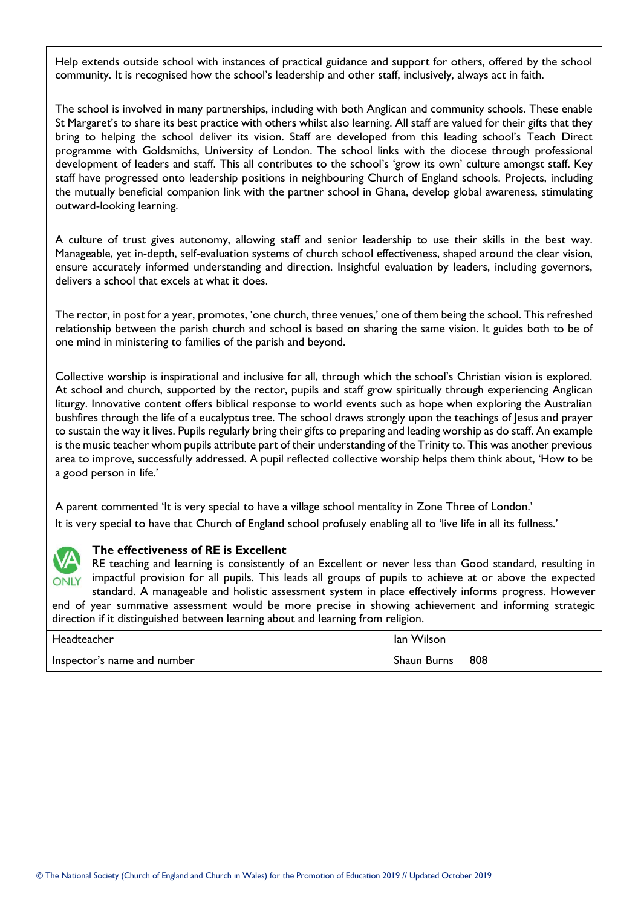Help extends outside school with instances of practical guidance and support for others, offered by the school community. It is recognised how the school's leadership and other staff, inclusively, always act in faith.

The school is involved in many partnerships, including with both Anglican and community schools. These enable St Margaret's to share its best practice with others whilst also learning. All staff are valued for their gifts that they bring to helping the school deliver its vision. Staff are developed from this leading school's Teach Direct programme with Goldsmiths, University of London. The school links with the diocese through professional development of leaders and staff. This all contributes to the school's 'grow its own' culture amongst staff. Key staff have progressed onto leadership positions in neighbouring Church of England schools. Projects, including the mutually beneficial companion link with the partner school in Ghana, develop global awareness, stimulating outward-looking learning.

A culture of trust gives autonomy, allowing staff and senior leadership to use their skills in the best way. Manageable, yet in-depth, self-evaluation systems of church school effectiveness, shaped around the clear vision, ensure accurately informed understanding and direction. Insightful evaluation by leaders, including governors, delivers a school that excels at what it does.

The rector, in post for a year, promotes, 'one church, three venues,' one of them being the school. This refreshed relationship between the parish church and school is based on sharing the same vision. It guides both to be of one mind in ministering to families of the parish and beyond.

Collective worship is inspirational and inclusive for all, through which the school's Christian vision is explored. At school and church, supported by the rector, pupils and staff grow spiritually through experiencing Anglican liturgy. Innovative content offers biblical response to world events such as hope when exploring the Australian bushfires through the life of a eucalyptus tree. The school draws strongly upon the teachings of Jesus and prayer to sustain the way it lives. Pupils regularly bring their gifts to preparing and leading worship as do staff. An example is the music teacher whom pupils attribute part of their understanding of the Trinity to. This was another previous area to improve, successfully addressed. A pupil reflected collective worship helps them think about, 'How to be a good person in life.'

A parent commented 'It is very special to have a village school mentality in Zone Three of London.'

It is very special to have that Church of England school profusely enabling all to 'live life in all its fullness.'

VA ONLY

**The effectiveness of RE is Excellent**

RE teaching and learning is consistently of an Excellent or never less than Good standard, resulting in impactful provision for all pupils. This leads all groups of pupils to achieve at or above the expected standard. A manageable and holistic assessment system in place effectively informs progress. However end of year summative assessment would be more precise in showing achievement and informing strategic direction if it distinguished between learning about and learning from religion.

| | |
|---|---|
| Headteacher | Ian Wilson |
| Inspector's name and number | Shaun Burns 808 |